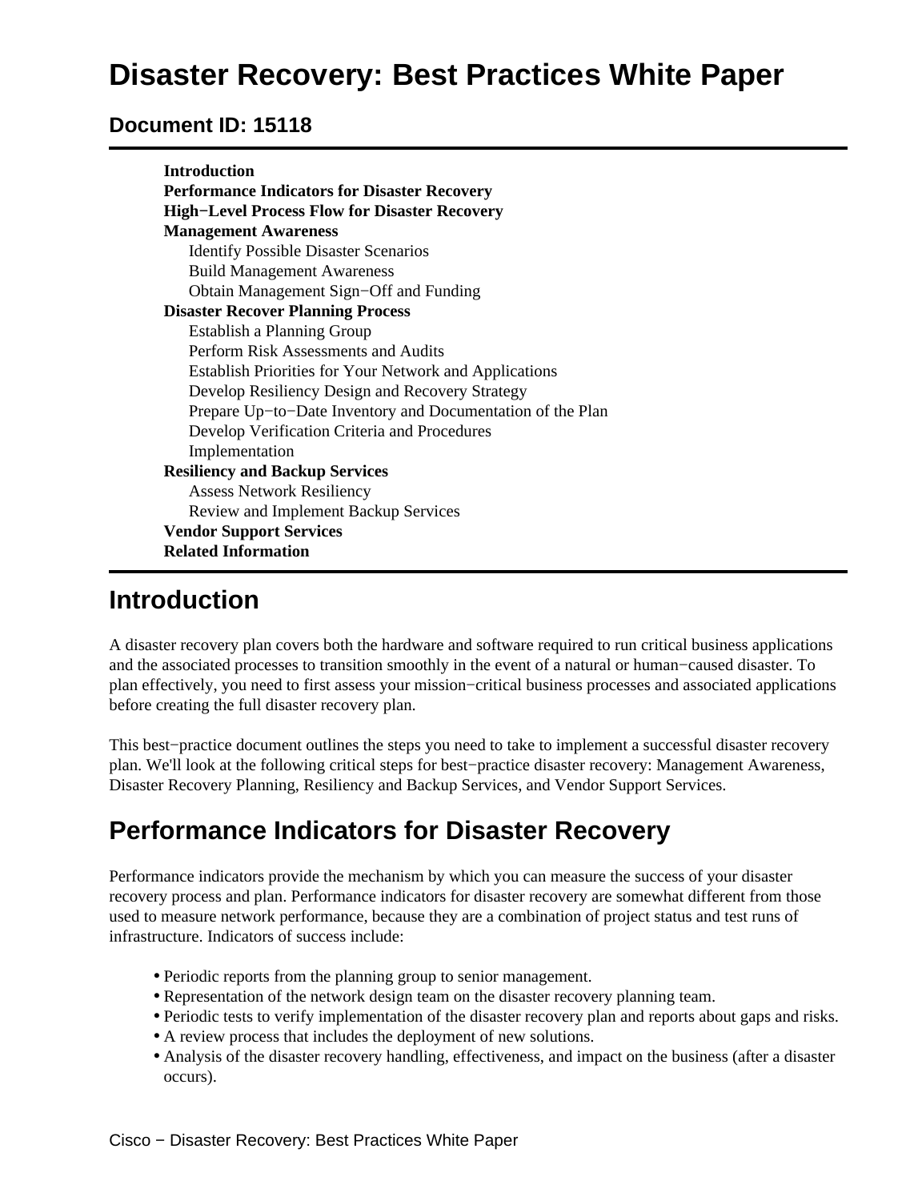# Disaster Recovery: Best Practices White Paper

## Document ID: 15118

---

**Introduction**
**Performance Indicators for Disaster Recovery**
**High−Level Process Flow for Disaster Recovery**
**Management Awareness**
- Identify Possible Disaster Scenarios
- Build Management Awareness
- Obtain Management Sign−Off and Funding

**Disaster Recover Planning Process**
- Establish a Planning Group
- Perform Risk Assessments and Audits
- Establish Priorities for Your Network and Applications
- Develop Resiliency Design and Recovery Strategy
- Prepare Up−to−Date Inventory and Documentation of the Plan
- Develop Verification Criteria and Procedures
- Implementation

**Resiliency and Backup Services**
- Assess Network Resiliency
- Review and Implement Backup Services

**Vendor Support Services**
**Related Information**

---

## Introduction

A disaster recovery plan covers both the hardware and software required to run critical business applications and the associated processes to transition smoothly in the event of a natural or human−caused disaster. To plan effectively, you need to first assess your mission−critical business processes and associated applications before creating the full disaster recovery plan.

This best−practice document outlines the steps you need to take to implement a successful disaster recovery plan. We'll look at the following critical steps for best−practice disaster recovery: Management Awareness, Disaster Recovery Planning, Resiliency and Backup Services, and Vendor Support Services.

## Performance Indicators for Disaster Recovery

Performance indicators provide the mechanism by which you can measure the success of your disaster recovery process and plan. Performance indicators for disaster recovery are somewhat different from those used to measure network performance, because they are a combination of project status and test runs of infrastructure. Indicators of success include:

- Periodic reports from the planning group to senior management.
- Representation of the network design team on the disaster recovery planning team.
- Periodic tests to verify implementation of the disaster recovery plan and reports about gaps and risks.
- A review process that includes the deployment of new solutions.
- Analysis of the disaster recovery handling, effectiveness, and impact on the business (after a disaster occurs).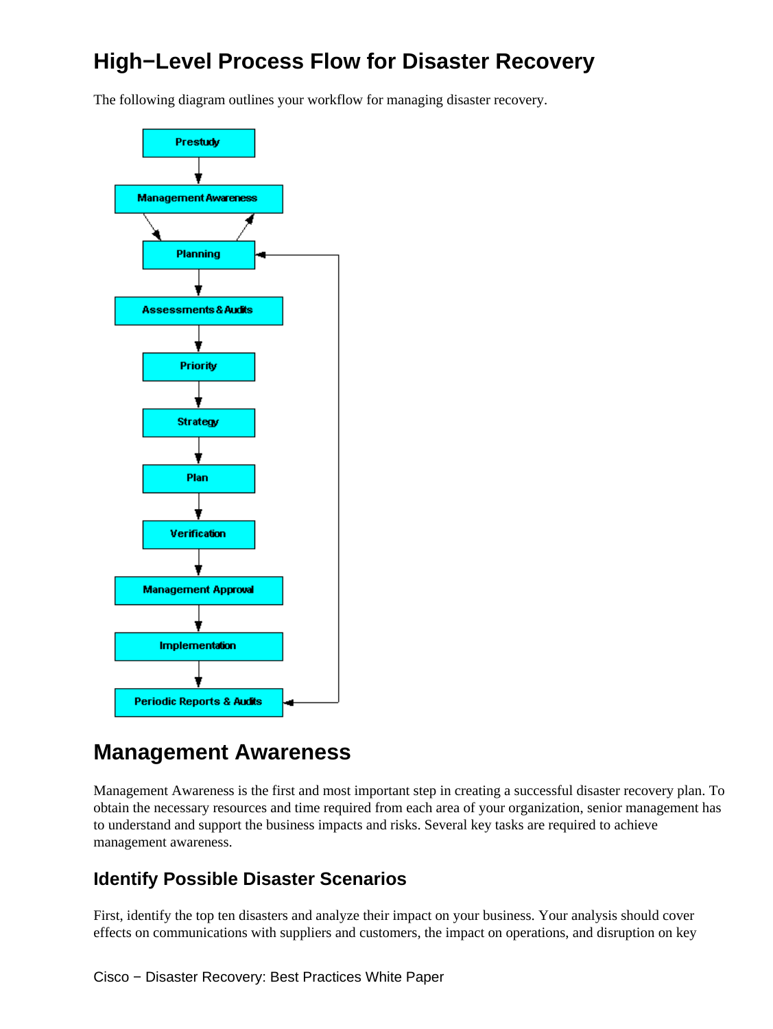## High−Level Process Flow for Disaster Recovery

The following diagram outlines your workflow for managing disaster recovery.

- Prestudy
- Management Awareness
- Planning
- Assessments & Audits
- Priority
- Strategy
- Plan
- Verification
- Management Approval
- Implementation
- Periodic Reports & Audits

## Management Awareness

Management Awareness is the first and most important step in creating a successful disaster recovery plan. To obtain the necessary resources and time required from each area of your organization, senior management has to understand and support the business impacts and risks. Several key tasks are required to achieve management awareness.

### Identify Possible Disaster Scenarios

First, identify the top ten disasters and analyze their impact on your business. Your analysis should cover effects on communications with suppliers and customers, the impact on operations, and disruption on key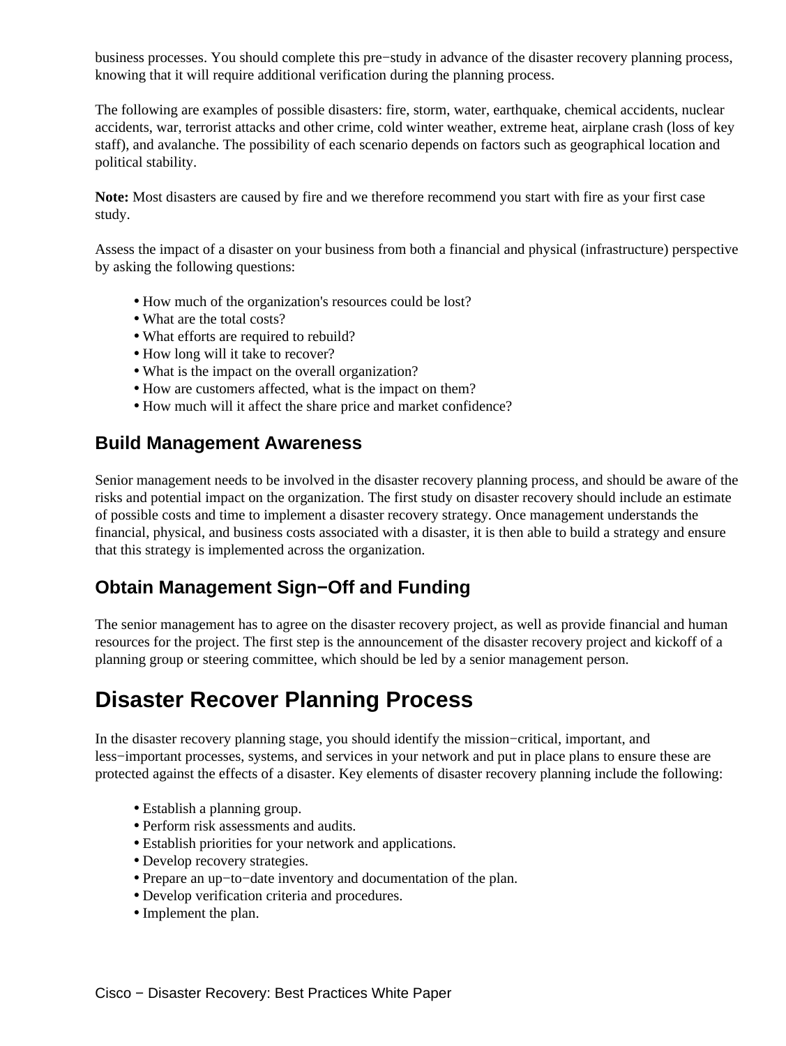business processes. You should complete this pre−study in advance of the disaster recovery planning process, knowing that it will require additional verification during the planning process.

The following are examples of possible disasters: fire, storm, water, earthquake, chemical accidents, nuclear accidents, war, terrorist attacks and other crime, cold winter weather, extreme heat, airplane crash (loss of key staff), and avalanche. The possibility of each scenario depends on factors such as geographical location and political stability.

**Note:** Most disasters are caused by fire and we therefore recommend you start with fire as your first case study.

Assess the impact of a disaster on your business from both a financial and physical (infrastructure) perspective by asking the following questions:

- How much of the organization's resources could be lost?
- What are the total costs?
- What efforts are required to rebuild?
- How long will it take to recover?
- What is the impact on the overall organization?
- How are customers affected, what is the impact on them?
- How much will it affect the share price and market confidence?

### Build Management Awareness

Senior management needs to be involved in the disaster recovery planning process, and should be aware of the risks and potential impact on the organization. The first study on disaster recovery should include an estimate of possible costs and time to implement a disaster recovery strategy. Once management understands the financial, physical, and business costs associated with a disaster, it is then able to build a strategy and ensure that this strategy is implemented across the organization.

### Obtain Management Sign−Off and Funding

The senior management has to agree on the disaster recovery project, as well as provide financial and human resources for the project. The first step is the announcement of the disaster recovery project and kickoff of a planning group or steering committee, which should be led by a senior management person.

## Disaster Recover Planning Process

In the disaster recovery planning stage, you should identify the mission−critical, important, and less−important processes, systems, and services in your network and put in place plans to ensure these are protected against the effects of a disaster. Key elements of disaster recovery planning include the following:

- Establish a planning group.
- Perform risk assessments and audits.
- Establish priorities for your network and applications.
- Develop recovery strategies.
- Prepare an up−to−date inventory and documentation of the plan.
- Develop verification criteria and procedures.
- Implement the plan.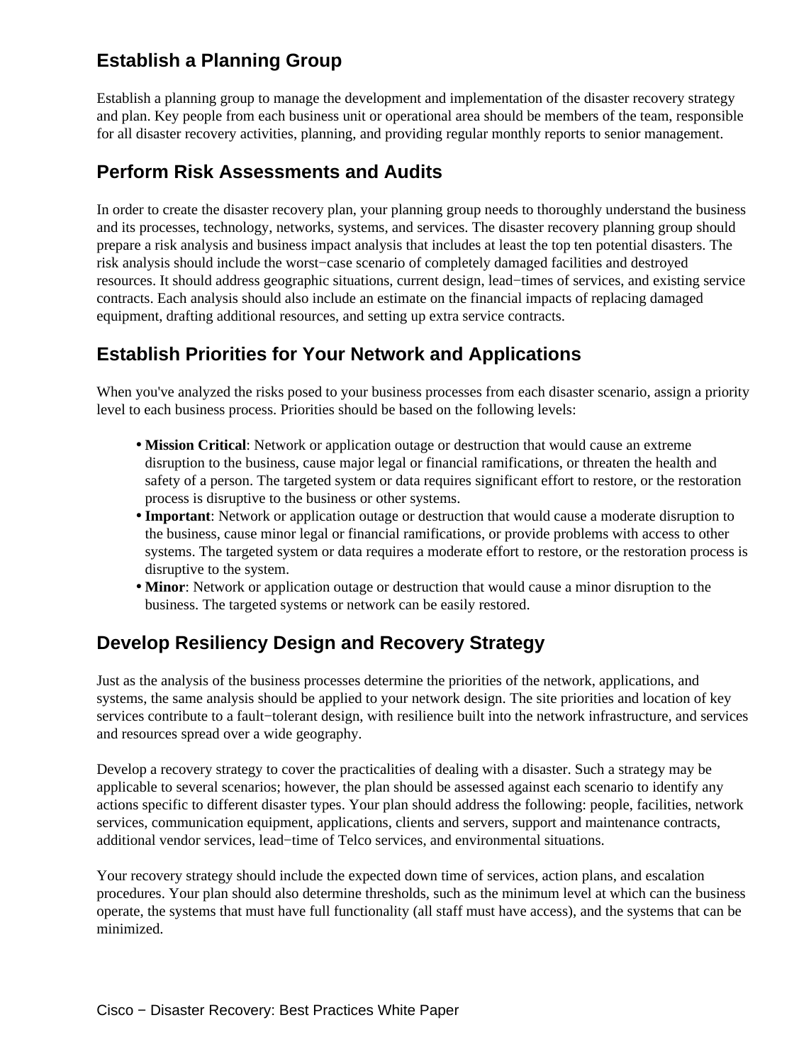## Establish a Planning Group

Establish a planning group to manage the development and implementation of the disaster recovery strategy and plan. Key people from each business unit or operational area should be members of the team, responsible for all disaster recovery activities, planning, and providing regular monthly reports to senior management.

## Perform Risk Assessments and Audits

In order to create the disaster recovery plan, your planning group needs to thoroughly understand the business and its processes, technology, networks, systems, and services. The disaster recovery planning group should prepare a risk analysis and business impact analysis that includes at least the top ten potential disasters. The risk analysis should include the worst−case scenario of completely damaged facilities and destroyed resources. It should address geographic situations, current design, lead−times of services, and existing service contracts. Each analysis should also include an estimate on the financial impacts of replacing damaged equipment, drafting additional resources, and setting up extra service contracts.

## Establish Priorities for Your Network and Applications

When you've analyzed the risks posed to your business processes from each disaster scenario, assign a priority level to each business process. Priorities should be based on the following levels:

- **Mission Critical**: Network or application outage or destruction that would cause an extreme disruption to the business, cause major legal or financial ramifications, or threaten the health and safety of a person. The targeted system or data requires significant effort to restore, or the restoration process is disruptive to the business or other systems.
- **Important**: Network or application outage or destruction that would cause a moderate disruption to the business, cause minor legal or financial ramifications, or provide problems with access to other systems. The targeted system or data requires a moderate effort to restore, or the restoration process is disruptive to the system.
- **Minor**: Network or application outage or destruction that would cause a minor disruption to the business. The targeted systems or network can be easily restored.

## Develop Resiliency Design and Recovery Strategy

Just as the analysis of the business processes determine the priorities of the network, applications, and systems, the same analysis should be applied to your network design. The site priorities and location of key services contribute to a fault−tolerant design, with resilience built into the network infrastructure, and services and resources spread over a wide geography.

Develop a recovery strategy to cover the practicalities of dealing with a disaster. Such a strategy may be applicable to several scenarios; however, the plan should be assessed against each scenario to identify any actions specific to different disaster types. Your plan should address the following: people, facilities, network services, communication equipment, applications, clients and servers, support and maintenance contracts, additional vendor services, lead−time of Telco services, and environmental situations.

Your recovery strategy should include the expected down time of services, action plans, and escalation procedures. Your plan should also determine thresholds, such as the minimum level at which can the business operate, the systems that must have full functionality (all staff must have access), and the systems that can be minimized.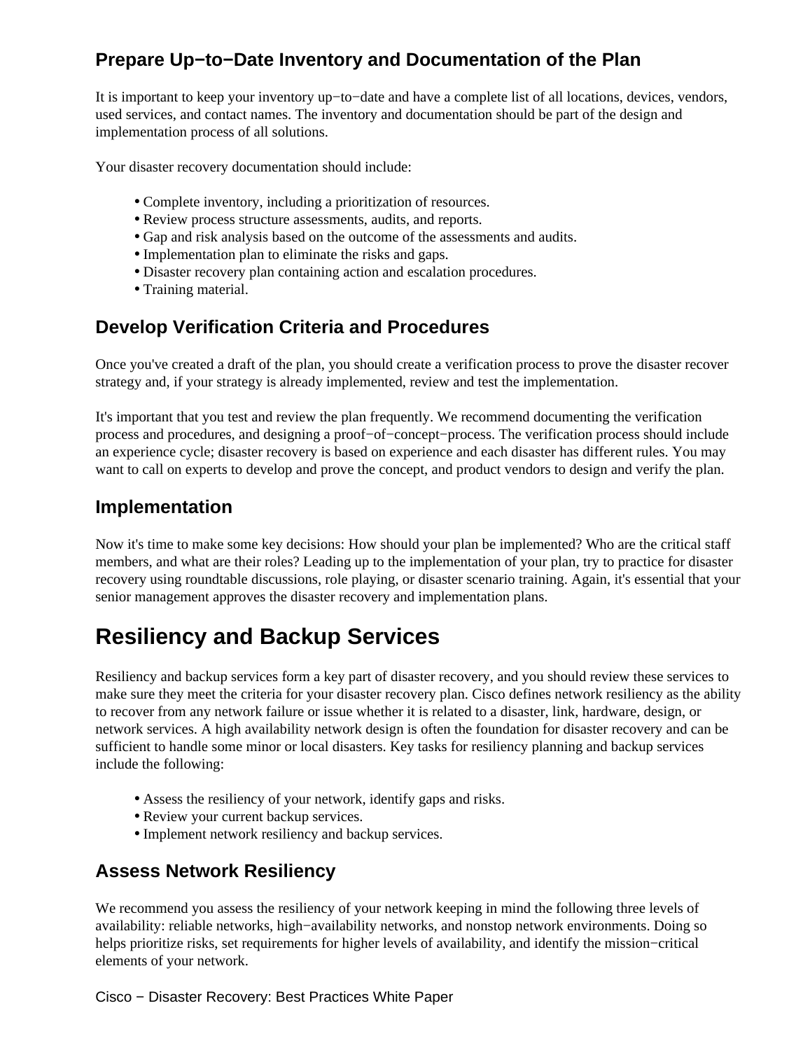## Prepare Up−to−Date Inventory and Documentation of the Plan

It is important to keep your inventory up−to−date and have a complete list of all locations, devices, vendors, used services, and contact names. The inventory and documentation should be part of the design and implementation process of all solutions.

Your disaster recovery documentation should include:

- Complete inventory, including a prioritization of resources.
- Review process structure assessments, audits, and reports.
- Gap and risk analysis based on the outcome of the assessments and audits.
- Implementation plan to eliminate the risks and gaps.
- Disaster recovery plan containing action and escalation procedures.
- Training material.

## Develop Verification Criteria and Procedures

Once you've created a draft of the plan, you should create a verification process to prove the disaster recover strategy and, if your strategy is already implemented, review and test the implementation.

It's important that you test and review the plan frequently. We recommend documenting the verification process and procedures, and designing a proof−of−concept−process. The verification process should include an experience cycle; disaster recovery is based on experience and each disaster has different rules. You may want to call on experts to develop and prove the concept, and product vendors to design and verify the plan.

## Implementation

Now it's time to make some key decisions: How should your plan be implemented? Who are the critical staff members, and what are their roles? Leading up to the implementation of your plan, try to practice for disaster recovery using roundtable discussions, role playing, or disaster scenario training. Again, it's essential that your senior management approves the disaster recovery and implementation plans.

# Resiliency and Backup Services

Resiliency and backup services form a key part of disaster recovery, and you should review these services to make sure they meet the criteria for your disaster recovery plan. Cisco defines network resiliency as the ability to recover from any network failure or issue whether it is related to a disaster, link, hardware, design, or network services. A high availability network design is often the foundation for disaster recovery and can be sufficient to handle some minor or local disasters. Key tasks for resiliency planning and backup services include the following:

- Assess the resiliency of your network, identify gaps and risks.
- Review your current backup services.
- Implement network resiliency and backup services.

## Assess Network Resiliency

We recommend you assess the resiliency of your network keeping in mind the following three levels of availability: reliable networks, high−availability networks, and nonstop network environments. Doing so helps prioritize risks, set requirements for higher levels of availability, and identify the mission−critical elements of your network.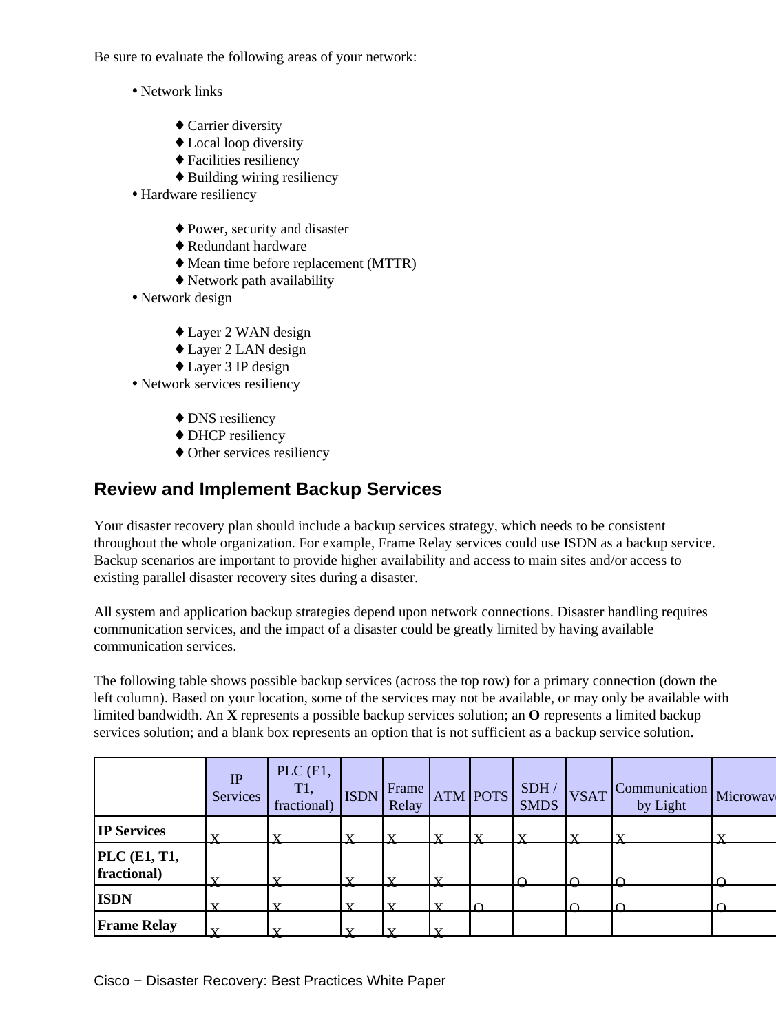Be sure to evaluate the following areas of your network:

- Network links
    - Carrier diversity
    - Local loop diversity
    - Facilities resiliency
    - Building wiring resiliency
- Hardware resiliency
    - Power, security and disaster
    - Redundant hardware
    - Mean time before replacement (MTTR)
    - Network path availability
- Network design
    - Layer 2 WAN design
    - Layer 2 LAN design
    - Layer 3 IP design
- Network services resiliency
    - DNS resiliency
    - DHCP resiliency
    - Other services resiliency

## Review and Implement Backup Services

Your disaster recovery plan should include a backup services strategy, which needs to be consistent throughout the whole organization. For example, Frame Relay services could use ISDN as a backup service. Backup scenarios are important to provide higher availability and access to main sites and/or access to existing parallel disaster recovery sites during a disaster.

All system and application backup strategies depend upon network connections. Disaster handling requires communication services, and the impact of a disaster could be greatly limited by having available communication services.

The following table shows possible backup services (across the top row) for a primary connection (down the left column). Based on your location, some of the services may not be available, or may only be available with limited bandwidth. An **X** represents a possible backup services solution; an **O** represents a limited backup services solution; and a blank box represents an option that is not sufficient as a backup service solution.

| | IP Services | PLC (E1, T1, fractional) | ISDN | Frame Relay | ATM | POTS | SDH / SMDS | VSAT | Communication by Light | Microwave |
|---|---|---|---|---|---|---|---|---|---|---|
| **IP Services** | X | X | X | X | X | X | X | X | X | X |
| **PLC (E1, T1, fractional)** | X | X | X | X | X | | O | O | O | O |
| **ISDN** | X | X | X | X | X | O | | O | O | O |
| **Frame Relay** | X | X | X | X | X | | | | | |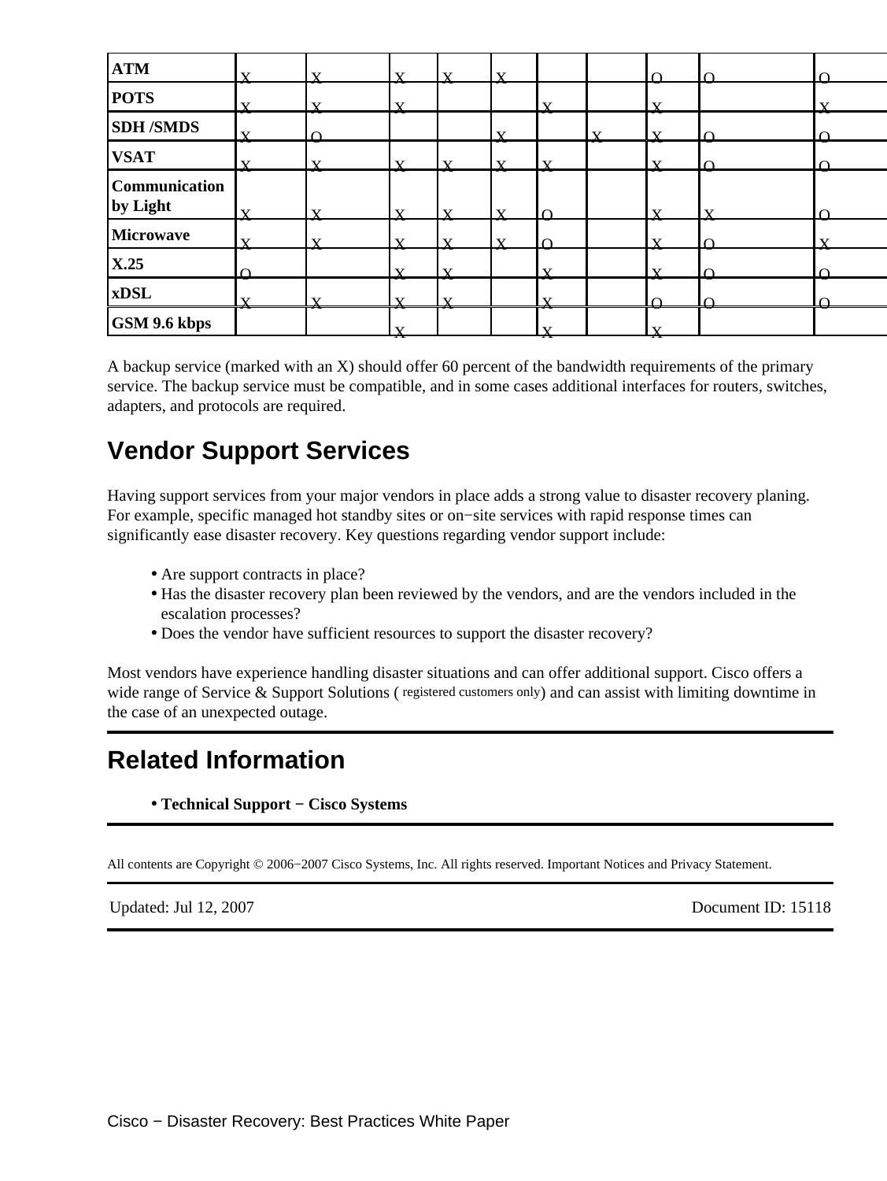| | | | | | | | | | | |
|---|---|---|---|---|---|---|---|---|---|---|
| **ATM** | X | X | X | X | X | | | O | O | O |
| **POTS** | X | X | X | | | X | | X | | X |
| **SDH /SMDS** | X | O | | | X | | X | X | O | O |
| **VSAT** | X | X | X | X | X | X | | X | O | O |
| **Communication by Light** | X | X | X | X | X | O | | X | X | O |
| **Microwave** | X | X | X | X | X | O | | X | O | X |
| **X.25** | O | | X | X | | X | | X | O | O |
| **xDSL** | X | X | X | X | | X | | O | O | O |
| **GSM 9.6 kbps** | | | X | | | X | | X | | |

A backup service (marked with an X) should offer 60 percent of the bandwidth requirements of the primary service. The backup service must be compatible, and in some cases additional interfaces for routers, switches, adapters, and protocols are required.

## Vendor Support Services

Having support services from your major vendors in place adds a strong value to disaster recovery planing. For example, specific managed hot standby sites or on−site services with rapid response times can significantly ease disaster recovery. Key questions regarding vendor support include:

- Are support contracts in place?
- Has the disaster recovery plan been reviewed by the vendors, and are the vendors included in the escalation processes?
- Does the vendor have sufficient resources to support the disaster recovery?

Most vendors have experience handling disaster situations and can offer additional support. Cisco offers a wide range of Service & Support Solutions ( registered customers only) and can assist with limiting downtime in the case of an unexpected outage.

## Related Information

- **Technical Support − Cisco Systems**

All contents are Copyright © 2006−2007 Cisco Systems, Inc. All rights reserved. Important Notices and Privacy Statement.

Updated: Jul 12, 2007 Document ID: 15118